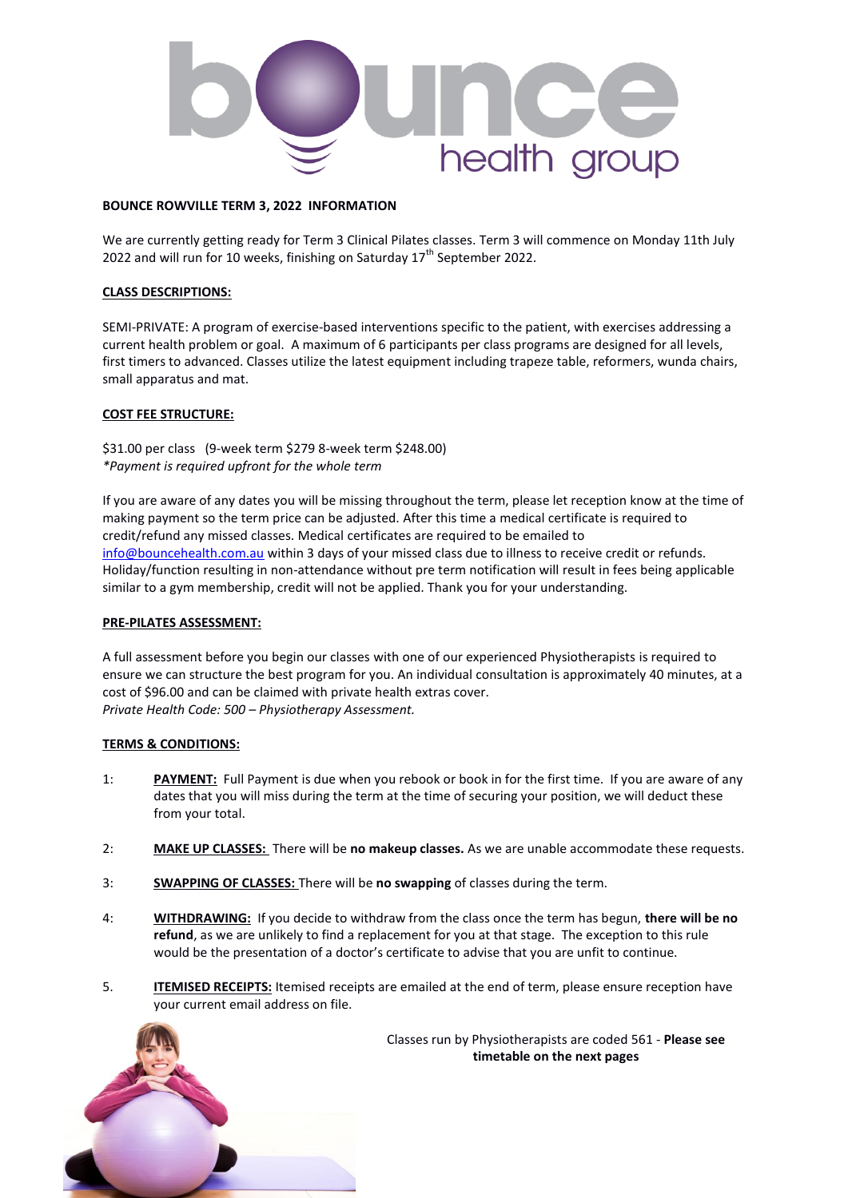**BOUNCE ROWVILLE TERM 3, 2022 INFORMATION**

We are currently getting ready for Term 3 Clinical Pilates classes. Term 3 will commence on Monday 11th July 2022 and will run for 10 weeks, finishing on Saturday 17th September 2022.

**CLASS DESCRIPTIONS:**

SEMI-PRIVATE: A program of exercise-based interventions specific to the patient, with exercises addressing a current health problem or goal. A maximum of 6 participants per class programs are designed for all levels, first timers to advanced. Classes utilize the latest equipment including trapeze table, reformers, wunda chairs, small apparatus and mat.

**COST FEE STRUCTURE:**

$31.00 per class (9-week term $279 8-week term $248.00)
*\*Payment is required upfront for the whole term*

If you are aware of any dates you will be missing throughout the term, please let reception know at the time of making payment so the term price can be adjusted. After this time a medical certificate is required to credit/refund any missed classes. Medical certificates are required to be emailed to info@bouncehealth.com.au within 3 days of your missed class due to illness to receive credit or refunds. Holiday/function resulting in non-attendance without pre term notification will result in fees being applicable similar to a gym membership, credit will not be applied. Thank you for your understanding.

**PRE-PILATES ASSESSMENT:**

A full assessment before you begin our classes with one of our experienced Physiotherapists is required to ensure we can structure the best program for you. An individual consultation is approximately 40 minutes, at a cost of $96.00 and can be claimed with private health extras cover.
*Private Health Code: 500 – Physiotherapy Assessment.*

**TERMS & CONDITIONS:**

1: **PAYMENT:** Full Payment is due when you rebook or book in for the first time. If you are aware of any dates that you will miss during the term at the time of securing your position, we will deduct these from your total.

2: **MAKE UP CLASSES:** There will be **no makeup classes.** As we are unable accommodate these requests.

3: **SWAPPING OF CLASSES:** There will be **no swapping** of classes during the term.

4: **WITHDRAWING:** If you decide to withdraw from the class once the term has begun, **there will be no refund**, as we are unlikely to find a replacement for you at that stage. The exception to this rule would be the presentation of a doctor's certificate to advise that you are unfit to continue.

5. **ITEMISED RECEIPTS:** Itemised receipts are emailed at the end of term, please ensure reception have your current email address on file.

Classes run by Physiotherapists are coded 561 - **Please see timetable on the next pages**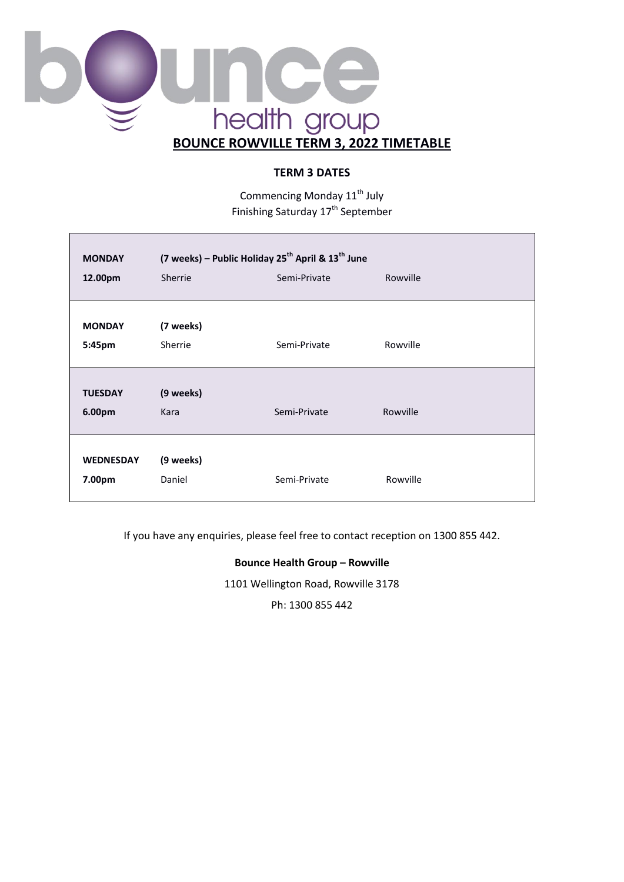bounce health group

# BOUNCE ROWVILLE TERM 3, 2022 TIMETABLE

## TERM 3 DATES

Commencing Monday 11th July
Finishing Saturday 17th September

| | | | |
|---|---|---|---|
| **MONDAY** | **(7 weeks) – Public Holiday 25th April & 13th June** | | |
| **12.00pm** | Sherrie | Semi-Private | Rowville |
| **MONDAY** | **(7 weeks)** | | |
| **5:45pm** | Sherrie | Semi-Private | Rowville |
| **TUESDAY** | **(9 weeks)** | | |
| **6.00pm** | Kara | Semi-Private | Rowville |
| **WEDNESDAY** | **(9 weeks)** | | |
| **7.00pm** | Daniel | Semi-Private | Rowville |

If you have any enquiries, please feel free to contact reception on 1300 855 442.

**Bounce Health Group – Rowville**

1101 Wellington Road, Rowville 3178

Ph: 1300 855 442